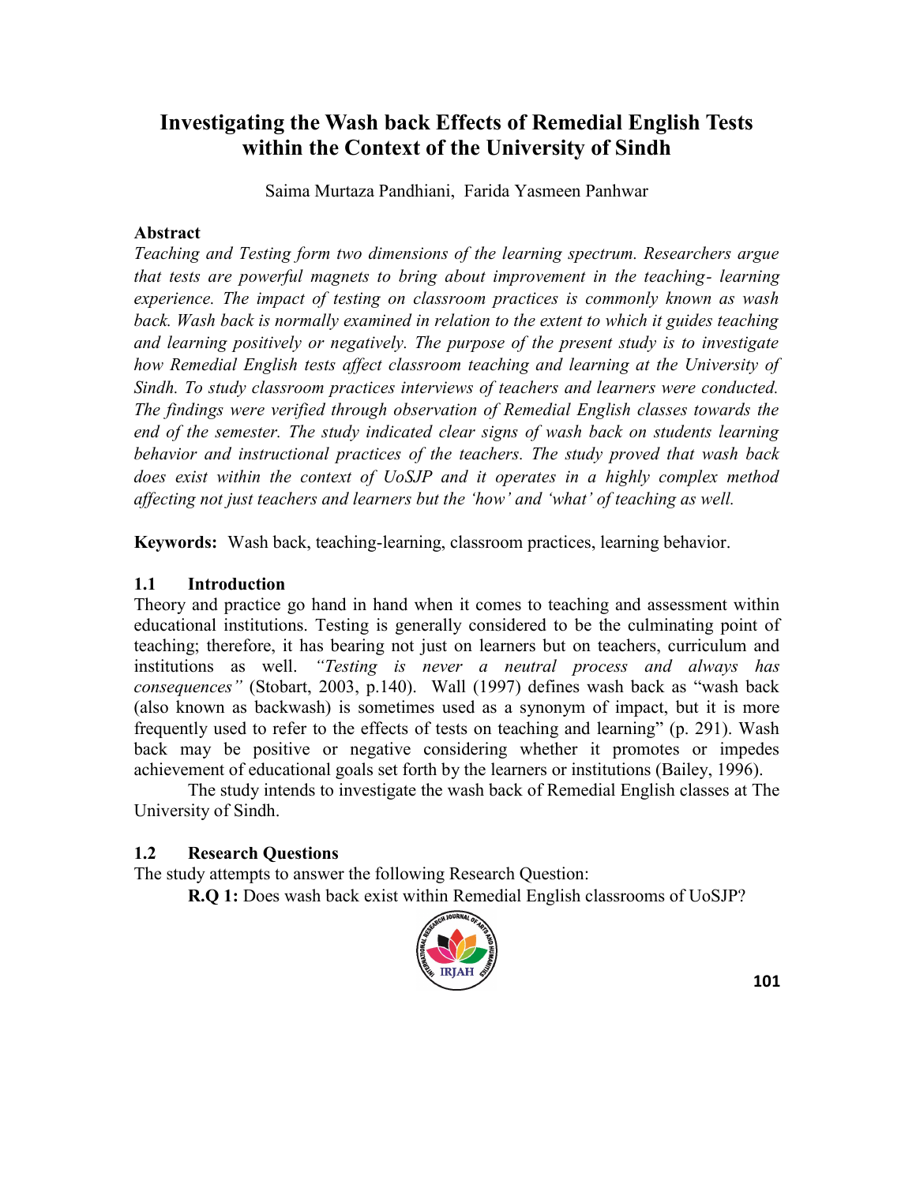# Investigating the Wash back Effects of Remedial English Tests within the Context of the University of Sindh

Saima Murtaza Pandhiani, Farida Yasmeen Panhwar

**Abstract**

*Teaching and Testing form two dimensions of the learning spectrum. Researchers argue that tests are powerful magnets to bring about improvement in the teaching- learning experience. The impact of testing on classroom practices is commonly known as wash back. Wash back is normally examined in relation to the extent to which it guides teaching and learning positively or negatively. The purpose of the present study is to investigate how Remedial English tests affect classroom teaching and learning at the University of Sindh. To study classroom practices interviews of teachers and learners were conducted. The findings were verified through observation of Remedial English classes towards the end of the semester. The study indicated clear signs of wash back on students learning behavior and instructional practices of the teachers. The study proved that wash back does exist within the context of UoSJP and it operates in a highly complex method affecting not just teachers and learners but the 'how' and 'what' of teaching as well.*

**Keywords:** Wash back, teaching-learning, classroom practices, learning behavior.

## 1.1 Introduction

Theory and practice go hand in hand when it comes to teaching and assessment within educational institutions. Testing is generally considered to be the culminating point of teaching; therefore, it has bearing not just on learners but on teachers, curriculum and institutions as well. *"Testing is never a neutral process and always has consequences"* (Stobart, 2003, p.140). Wall (1997) defines wash back as "wash back (also known as backwash) is sometimes used as a synonym of impact, but it is more frequently used to refer to the effects of tests on teaching and learning" (p. 291). Wash back may be positive or negative considering whether it promotes or impedes achievement of educational goals set forth by the learners or institutions (Bailey, 1996).

The study intends to investigate the wash back of Remedial English classes at The University of Sindh.

## 1.2 Research Questions

The study attempts to answer the following Research Question:

**R.Q 1:** Does wash back exist within Remedial English classrooms of UoSJP?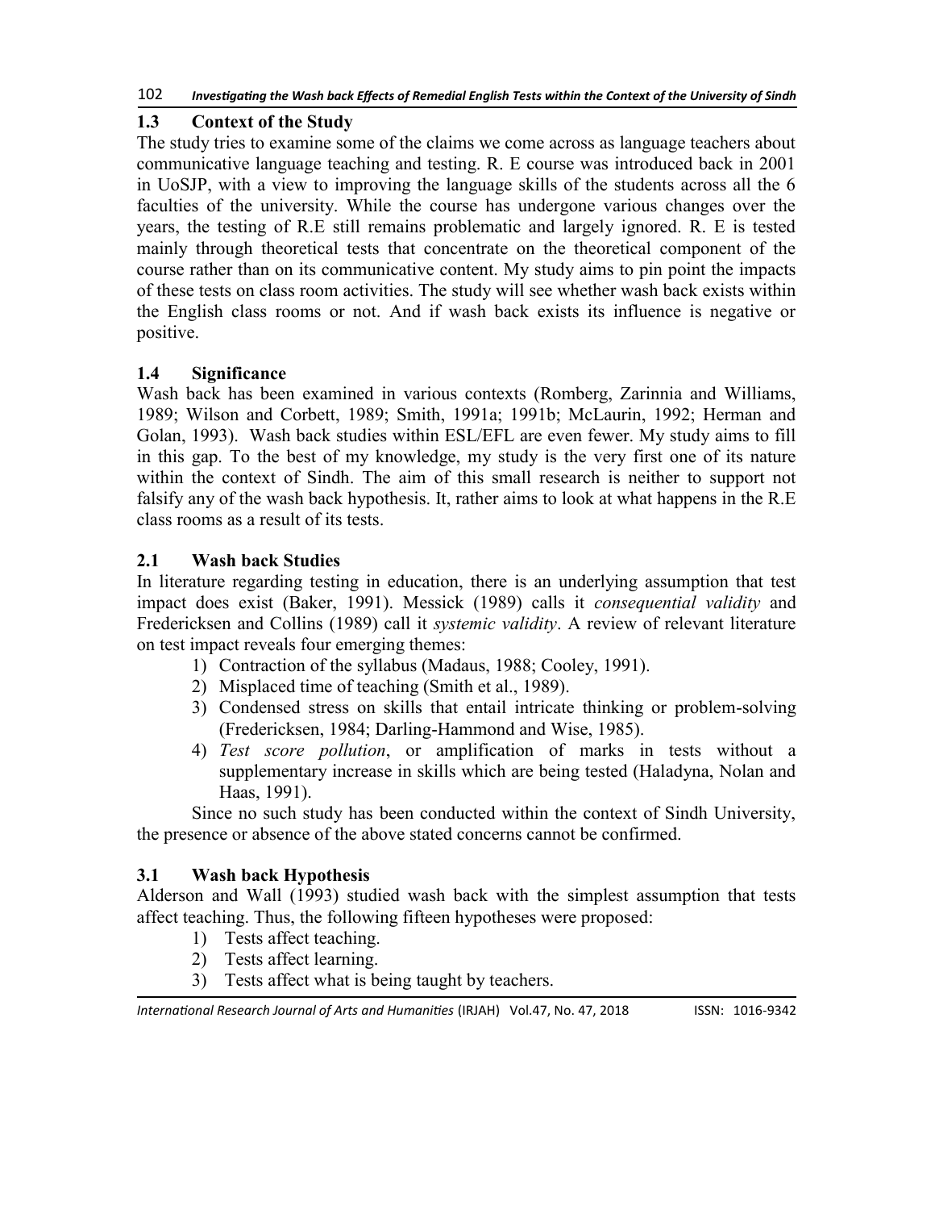## 1.3 Context of the Study

The study tries to examine some of the claims we come across as language teachers about communicative language teaching and testing. R. E course was introduced back in 2001 in UoSJP, with a view to improving the language skills of the students across all the 6 faculties of the university. While the course has undergone various changes over the years, the testing of R.E still remains problematic and largely ignored. R. E is tested mainly through theoretical tests that concentrate on the theoretical component of the course rather than on its communicative content. My study aims to pin point the impacts of these tests on class room activities. The study will see whether wash back exists within the English class rooms or not. And if wash back exists its influence is negative or positive.

## 1.4 Significance

Wash back has been examined in various contexts (Romberg, Zarinnia and Williams, 1989; Wilson and Corbett, 1989; Smith, 1991a; 1991b; McLaurin, 1992; Herman and Golan, 1993). Wash back studies within ESL/EFL are even fewer. My study aims to fill in this gap. To the best of my knowledge, my study is the very first one of its nature within the context of Sindh. The aim of this small research is neither to support not falsify any of the wash back hypothesis. It, rather aims to look at what happens in the R.E class rooms as a result of its tests.

## 2.1 Wash back Studies

In literature regarding testing in education, there is an underlying assumption that test impact does exist (Baker, 1991). Messick (1989) calls it *consequential validity* and Fredericksen and Collins (1989) call it *systemic validity*. A review of relevant literature on test impact reveals four emerging themes:

1) Contraction of the syllabus (Madaus, 1988; Cooley, 1991).
2) Misplaced time of teaching (Smith et al., 1989).
3) Condensed stress on skills that entail intricate thinking or problem-solving (Fredericksen, 1984; Darling-Hammond and Wise, 1985).
4) *Test score pollution*, or amplification of marks in tests without a supplementary increase in skills which are being tested (Haladyna, Nolan and Haas, 1991).

Since no such study has been conducted within the context of Sindh University, the presence or absence of the above stated concerns cannot be confirmed.

## 3.1 Wash back Hypothesis

Alderson and Wall (1993) studied wash back with the simplest assumption that tests affect teaching. Thus, the following fifteen hypotheses were proposed:

1) Tests affect teaching.
2) Tests affect learning.
3) Tests affect what is being taught by teachers.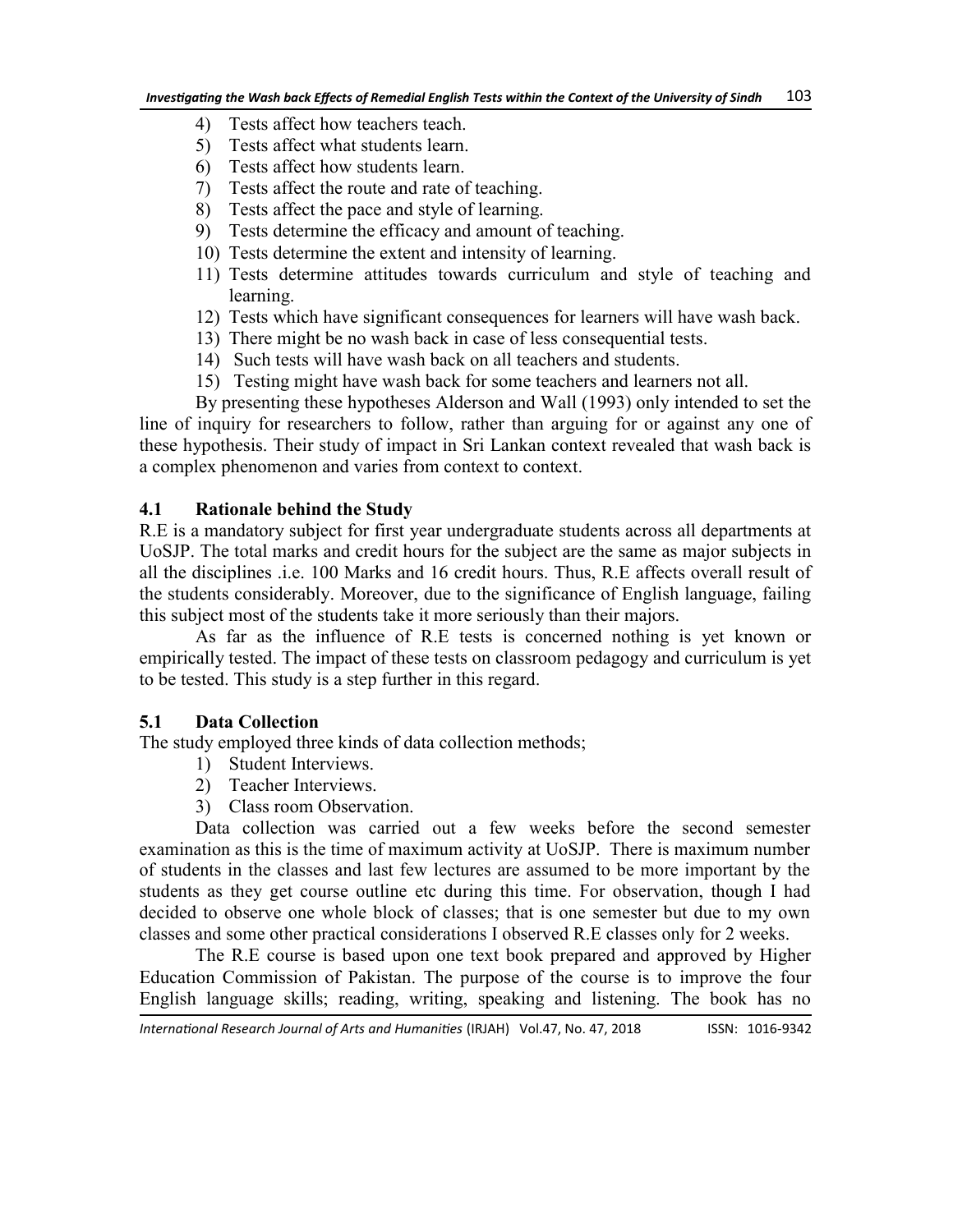4) Tests affect how teachers teach.
5) Tests affect what students learn.
6) Tests affect how students learn.
7) Tests affect the route and rate of teaching.
8) Tests affect the pace and style of learning.
9) Tests determine the efficacy and amount of teaching.
10) Tests determine the extent and intensity of learning.
11) Tests determine attitudes towards curriculum and style of teaching and learning.
12) Tests which have significant consequences for learners will have wash back.
13) There might be no wash back in case of less consequential tests.
14) Such tests will have wash back on all teachers and students.
15) Testing might have wash back for some teachers and learners not all.

By presenting these hypotheses Alderson and Wall (1993) only intended to set the line of inquiry for researchers to follow, rather than arguing for or against any one of these hypothesis. Their study of impact in Sri Lankan context revealed that wash back is a complex phenomenon and varies from context to context.

### 4.1 Rationale behind the Study

R.E is a mandatory subject for first year undergraduate students across all departments at UoSJP. The total marks and credit hours for the subject are the same as major subjects in all the disciplines .i.e. 100 Marks and 16 credit hours. Thus, R.E affects overall result of the students considerably. Moreover, due to the significance of English language, failing this subject most of the students take it more seriously than their majors.

As far as the influence of R.E tests is concerned nothing is yet known or empirically tested. The impact of these tests on classroom pedagogy and curriculum is yet to be tested. This study is a step further in this regard.

### 5.1 Data Collection

The study employed three kinds of data collection methods;

1) Student Interviews.
2) Teacher Interviews.
3) Class room Observation.

Data collection was carried out a few weeks before the second semester examination as this is the time of maximum activity at UoSJP. There is maximum number of students in the classes and last few lectures are assumed to be more important by the students as they get course outline etc during this time. For observation, though I had decided to observe one whole block of classes; that is one semester but due to my own classes and some other practical considerations I observed R.E classes only for 2 weeks.

The R.E course is based upon one text book prepared and approved by Higher Education Commission of Pakistan. The purpose of the course is to improve the four English language skills; reading, writing, speaking and listening. The book has no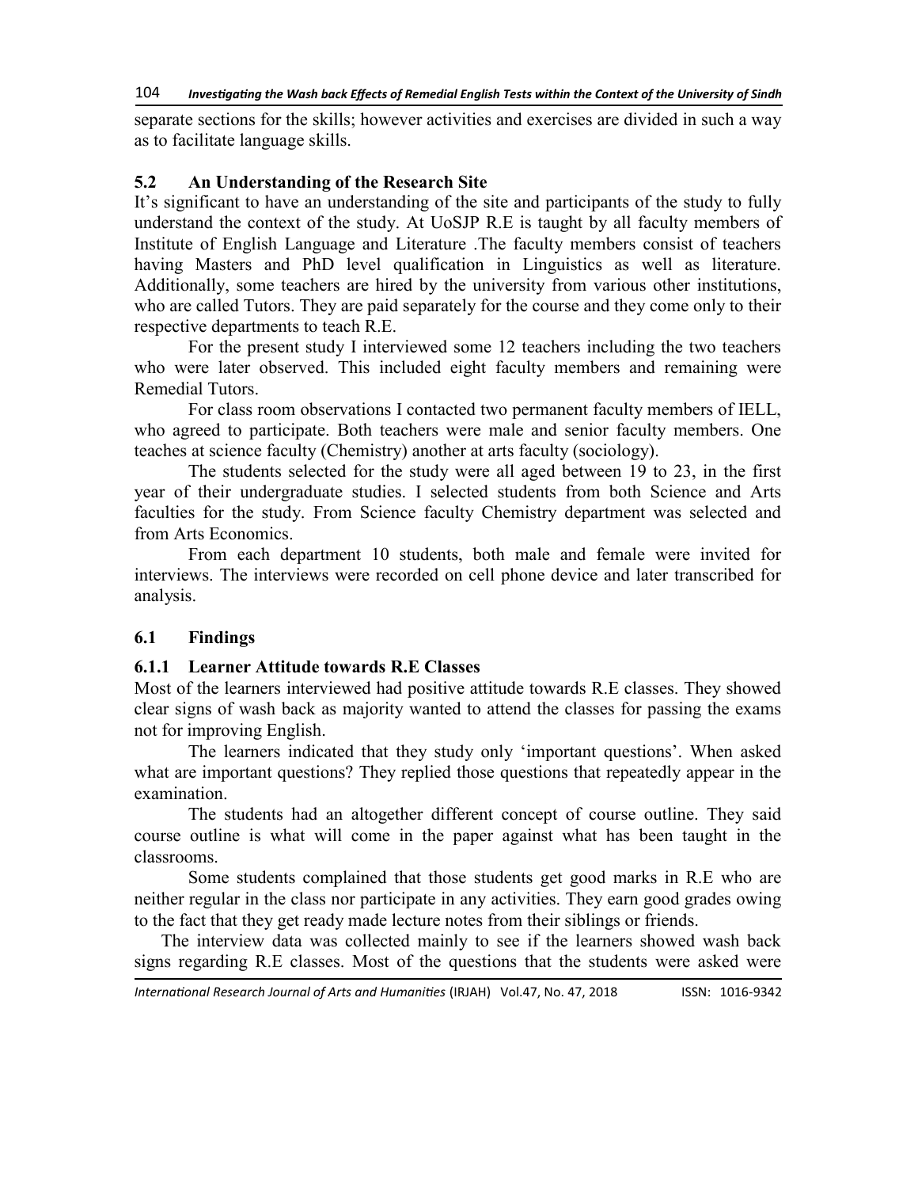separate sections for the skills; however activities and exercises are divided in such a way as to facilitate language skills.

## 5.2 An Understanding of the Research Site

It's significant to have an understanding of the site and participants of the study to fully understand the context of the study. At UoSJP R.E is taught by all faculty members of Institute of English Language and Literature .The faculty members consist of teachers having Masters and PhD level qualification in Linguistics as well as literature. Additionally, some teachers are hired by the university from various other institutions, who are called Tutors. They are paid separately for the course and they come only to their respective departments to teach R.E.

For the present study I interviewed some 12 teachers including the two teachers who were later observed. This included eight faculty members and remaining were Remedial Tutors.

For class room observations I contacted two permanent faculty members of IELL, who agreed to participate. Both teachers were male and senior faculty members. One teaches at science faculty (Chemistry) another at arts faculty (sociology).

The students selected for the study were all aged between 19 to 23, in the first year of their undergraduate studies. I selected students from both Science and Arts faculties for the study. From Science faculty Chemistry department was selected and from Arts Economics.

From each department 10 students, both male and female were invited for interviews. The interviews were recorded on cell phone device and later transcribed for analysis.

## 6.1 Findings

### 6.1.1 Learner Attitude towards R.E Classes

Most of the learners interviewed had positive attitude towards R.E classes. They showed clear signs of wash back as majority wanted to attend the classes for passing the exams not for improving English.

The learners indicated that they study only 'important questions'. When asked what are important questions? They replied those questions that repeatedly appear in the examination.

The students had an altogether different concept of course outline. They said course outline is what will come in the paper against what has been taught in the classrooms.

Some students complained that those students get good marks in R.E who are neither regular in the class nor participate in any activities. They earn good grades owing to the fact that they get ready made lecture notes from their siblings or friends.

The interview data was collected mainly to see if the learners showed wash back signs regarding R.E classes. Most of the questions that the students were asked were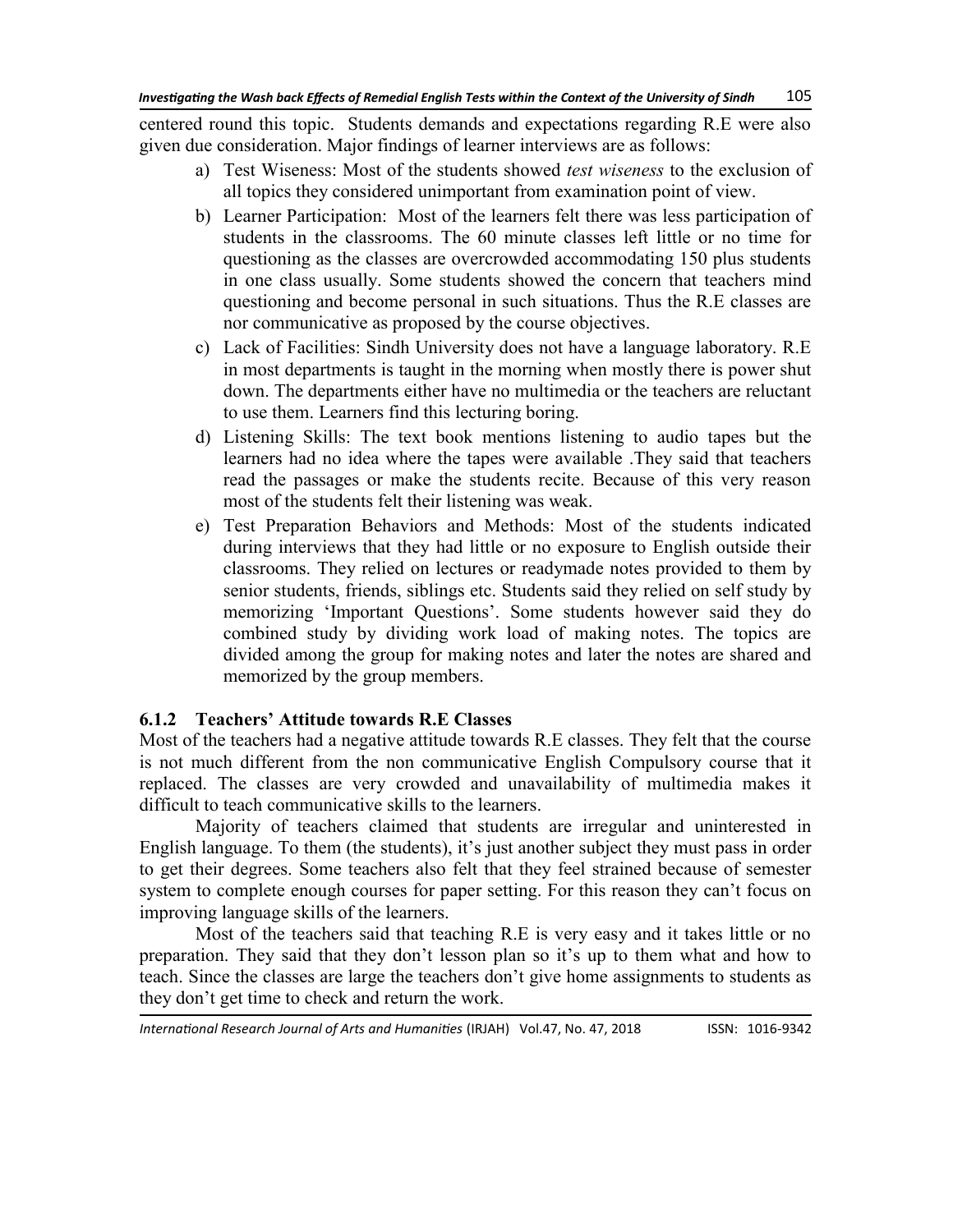centered round this topic. Students demands and expectations regarding R.E were also given due consideration. Major findings of learner interviews are as follows:

a) Test Wiseness: Most of the students showed *test wiseness* to the exclusion of all topics they considered unimportant from examination point of view.
b) Learner Participation: Most of the learners felt there was less participation of students in the classrooms. The 60 minute classes left little or no time for questioning as the classes are overcrowded accommodating 150 plus students in one class usually. Some students showed the concern that teachers mind questioning and become personal in such situations. Thus the R.E classes are nor communicative as proposed by the course objectives.
c) Lack of Facilities: Sindh University does not have a language laboratory. R.E in most departments is taught in the morning when mostly there is power shut down. The departments either have no multimedia or the teachers are reluctant to use them. Learners find this lecturing boring.
d) Listening Skills: The text book mentions listening to audio tapes but the learners had no idea where the tapes were available .They said that teachers read the passages or make the students recite. Because of this very reason most of the students felt their listening was weak.
e) Test Preparation Behaviors and Methods: Most of the students indicated during interviews that they had little or no exposure to English outside their classrooms. They relied on lectures or readymade notes provided to them by senior students, friends, siblings etc. Students said they relied on self study by memorizing 'Important Questions'. Some students however said they do combined study by dividing work load of making notes. The topics are divided among the group for making notes and later the notes are shared and memorized by the group members.

### 6.1.2 Teachers' Attitude towards R.E Classes

Most of the teachers had a negative attitude towards R.E classes. They felt that the course is not much different from the non communicative English Compulsory course that it replaced. The classes are very crowded and unavailability of multimedia makes it difficult to teach communicative skills to the learners.

Majority of teachers claimed that students are irregular and uninterested in English language. To them (the students), it's just another subject they must pass in order to get their degrees. Some teachers also felt that they feel strained because of semester system to complete enough courses for paper setting. For this reason they can't focus on improving language skills of the learners.

Most of the teachers said that teaching R.E is very easy and it takes little or no preparation. They said that they don't lesson plan so it's up to them what and how to teach. Since the classes are large the teachers don't give home assignments to students as they don't get time to check and return the work.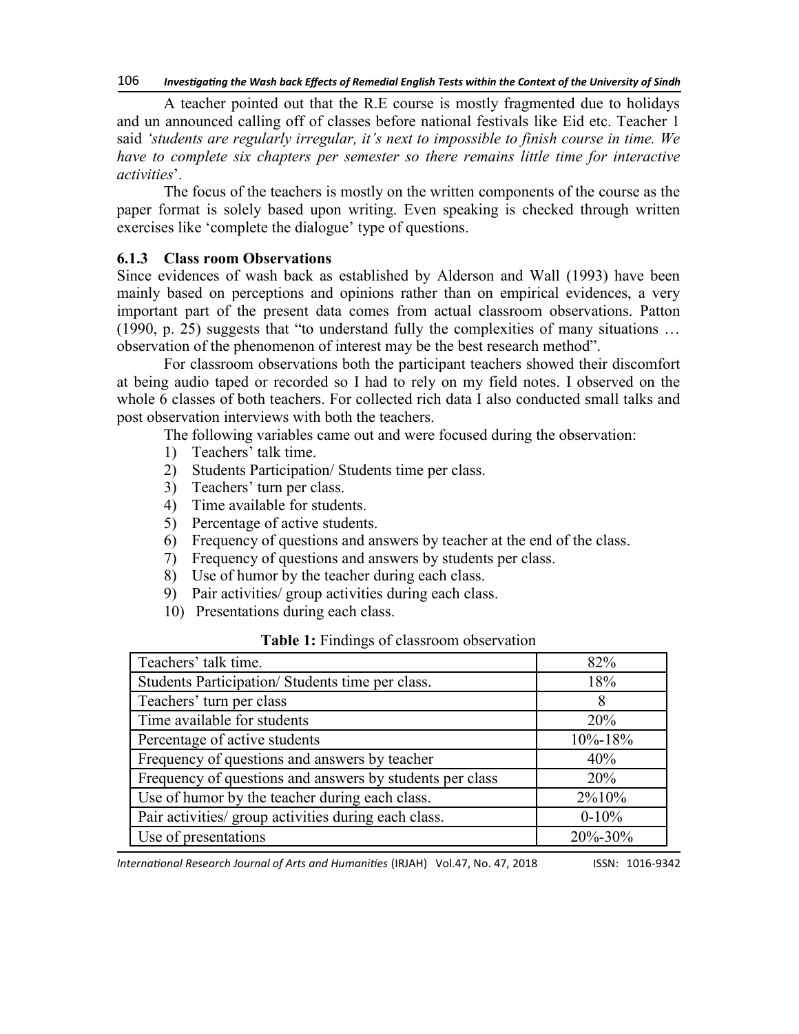A teacher pointed out that the R.E course is mostly fragmented due to holidays and un announced calling off of classes before national festivals like Eid etc. Teacher 1 said *'students are regularly irregular, it's next to impossible to finish course in time. We have to complete six chapters per semester so there remains little time for interactive activities*'.

The focus of the teachers is mostly on the written components of the course as the paper format is solely based upon writing. Even speaking is checked through written exercises like 'complete the dialogue' type of questions.

### 6.1.3 Class room Observations

Since evidences of wash back as established by Alderson and Wall (1993) have been mainly based on perceptions and opinions rather than on empirical evidences, a very important part of the present data comes from actual classroom observations. Patton (1990, p. 25) suggests that "to understand fully the complexities of many situations … observation of the phenomenon of interest may be the best research method".

For classroom observations both the participant teachers showed their discomfort at being audio taped or recorded so I had to rely on my field notes. I observed on the whole 6 classes of both teachers. For collected rich data I also conducted small talks and post observation interviews with both the teachers.

The following variables came out and were focused during the observation:

1) Teachers' talk time.
2) Students Participation/ Students time per class.
3) Teachers' turn per class.
4) Time available for students.
5) Percentage of active students.
6) Frequency of questions and answers by teacher at the end of the class.
7) Frequency of questions and answers by students per class.
8) Use of humor by the teacher during each class.
9) Pair activities/ group activities during each class.
10) Presentations during each class.

**Table 1:** Findings of classroom observation

| | |
|---|---|
| Teachers' talk time. | 82% |
| Students Participation/ Students time per class. | 18% |
| Teachers' turn per class | 8 |
| Time available for students | 20% |
| Percentage of active students | 10%-18% |
| Frequency of questions and answers by teacher | 40% |
| Frequency of questions and answers by students per class | 20% |
| Use of humor by the teacher during each class. | 2%10% |
| Pair activities/ group activities during each class. | 0-10% |
| Use of presentations | 20%-30% |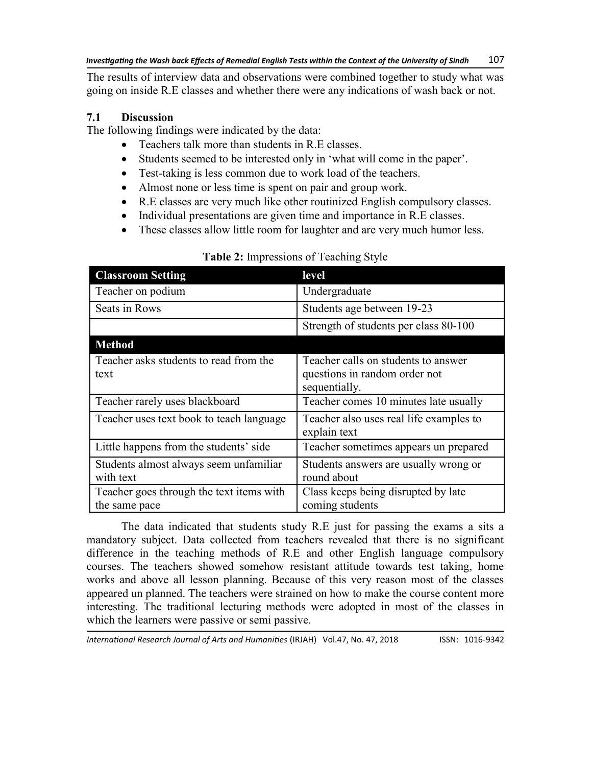The results of interview data and observations were combined together to study what was going on inside R.E classes and whether there were any indications of wash back or not.

### 7.1 Discussion

The following findings were indicated by the data:

- Teachers talk more than students in R.E classes.
- Students seemed to be interested only in 'what will come in the paper'.
- Test-taking is less common due to work load of the teachers.
- Almost none or less time is spent on pair and group work.
- R.E classes are very much like other routinized English compulsory classes.
- Individual presentations are given time and importance in R.E classes.
- These classes allow little room for laughter and are very much humor less.

**Table 2:** Impressions of Teaching Style

| Classroom Setting | level |
|---|---|
| Teacher on podium | Undergraduate |
| Seats in Rows | Students age between 19-23 |
| | Strength of students per class 80-100 |
| **Method** | |
| Teacher asks students to read from the text | Teacher calls on students to answer questions in random order not sequentially. |
| Teacher rarely uses blackboard | Teacher comes 10 minutes late usually |
| Teacher uses text book to teach language | Teacher also uses real life examples to explain text |
| Little happens from the students' side | Teacher sometimes appears un prepared |
| Students almost always seem unfamiliar with text | Students answers are usually wrong or round about |
| Teacher goes through the text items with the same pace | Class keeps being disrupted by late coming students |

The data indicated that students study R.E just for passing the exams a sits a mandatory subject. Data collected from teachers revealed that there is no significant difference in the teaching methods of R.E and other English language compulsory courses. The teachers showed somehow resistant attitude towards test taking, home works and above all lesson planning. Because of this very reason most of the classes appeared un planned. The teachers were strained on how to make the course content more interesting. The traditional lecturing methods were adopted in most of the classes in which the learners were passive or semi passive.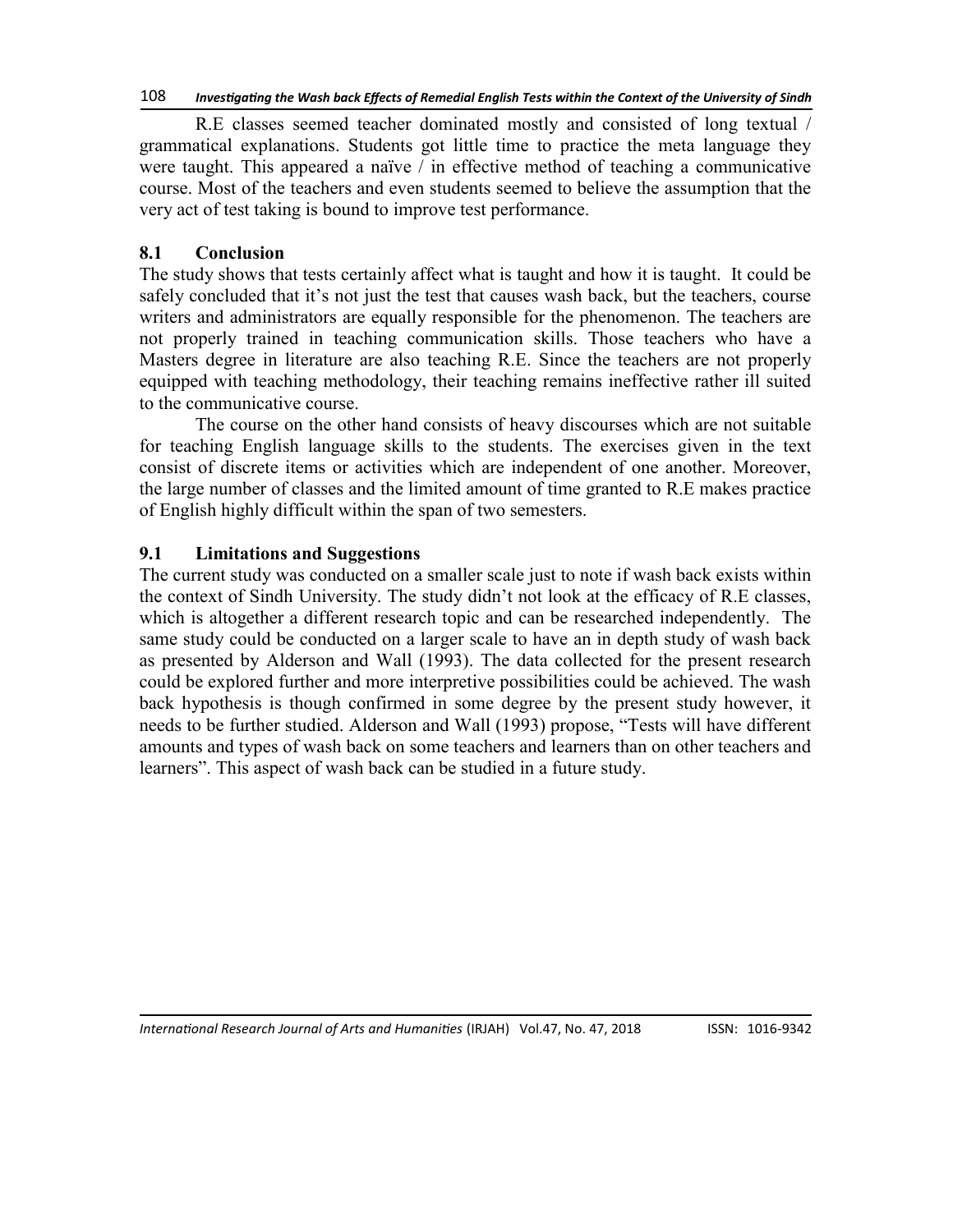R.E classes seemed teacher dominated mostly and consisted of long textual / grammatical explanations. Students got little time to practice the meta language they were taught. This appeared a naïve / in effective method of teaching a communicative course. Most of the teachers and even students seemed to believe the assumption that the very act of test taking is bound to improve test performance.

## 8.1 Conclusion

The study shows that tests certainly affect what is taught and how it is taught. It could be safely concluded that it's not just the test that causes wash back, but the teachers, course writers and administrators are equally responsible for the phenomenon. The teachers are not properly trained in teaching communication skills. Those teachers who have a Masters degree in literature are also teaching R.E. Since the teachers are not properly equipped with teaching methodology, their teaching remains ineffective rather ill suited to the communicative course.

The course on the other hand consists of heavy discourses which are not suitable for teaching English language skills to the students. The exercises given in the text consist of discrete items or activities which are independent of one another. Moreover, the large number of classes and the limited amount of time granted to R.E makes practice of English highly difficult within the span of two semesters.

## 9.1 Limitations and Suggestions

The current study was conducted on a smaller scale just to note if wash back exists within the context of Sindh University. The study didn't not look at the efficacy of R.E classes, which is altogether a different research topic and can be researched independently. The same study could be conducted on a larger scale to have an in depth study of wash back as presented by Alderson and Wall (1993). The data collected for the present research could be explored further and more interpretive possibilities could be achieved. The wash back hypothesis is though confirmed in some degree by the present study however, it needs to be further studied. Alderson and Wall (1993) propose, "Tests will have different amounts and types of wash back on some teachers and learners than on other teachers and learners". This aspect of wash back can be studied in a future study.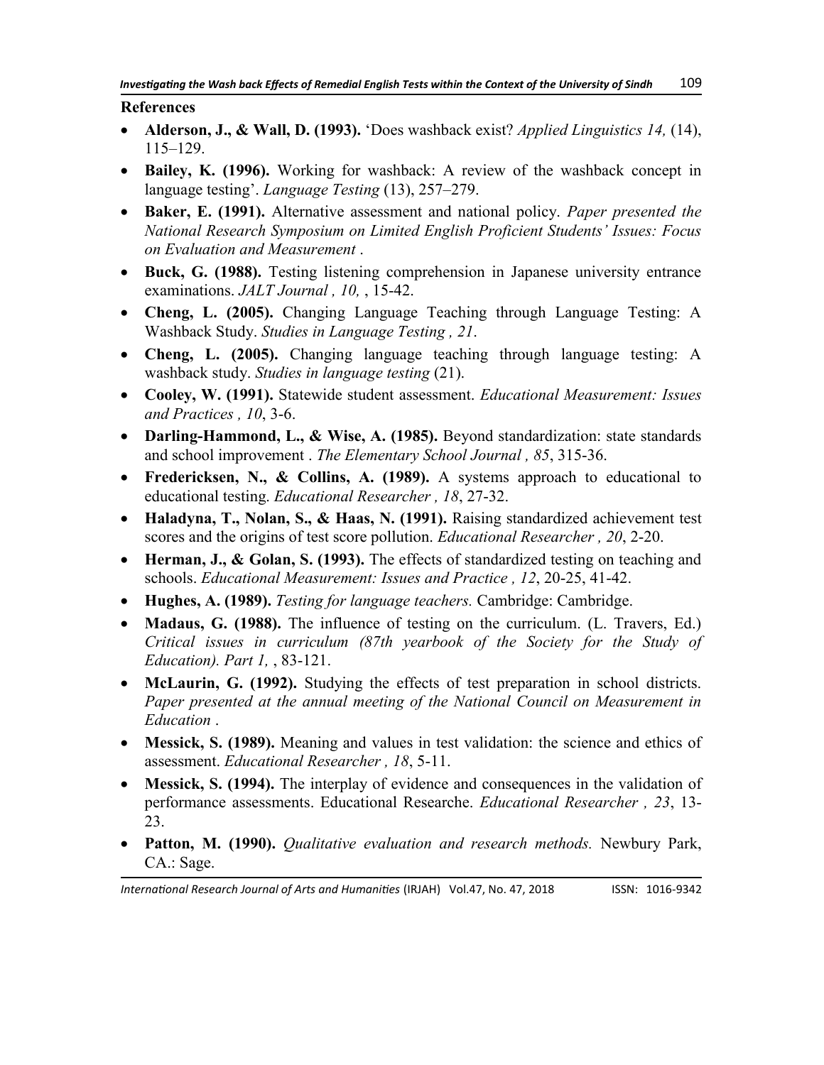**References**

- **Alderson, J., & Wall, D. (1993).** 'Does washback exist? *Applied Linguistics 14,* (14), 115–129.
- **Bailey, K. (1996).** Working for washback: A review of the washback concept in language testing'. *Language Testing* (13), 257–279.
- **Baker, E. (1991).** Alternative assessment and national policy. *Paper presented the National Research Symposium on Limited English Proficient Students' Issues: Focus on Evaluation and Measurement* .
- **Buck, G. (1988).** Testing listening comprehension in Japanese university entrance examinations. *JALT Journal , 10,* , 15-42.
- **Cheng, L. (2005).** Changing Language Teaching through Language Testing: A Washback Study. *Studies in Language Testing , 21*.
- **Cheng, L. (2005).** Changing language teaching through language testing: A washback study. *Studies in language testing* (21).
- **Cooley, W. (1991).** Statewide student assessment. *Educational Measurement: Issues and Practices , 10*, 3-6.
- **Darling-Hammond, L., & Wise, A. (1985).** Beyond standardization: state standards and school improvement . *The Elementary School Journal , 85*, 315-36.
- **Fredericksen, N., & Collins, A. (1989).** A systems approach to educational to educational testing. *Educational Researcher , 18*, 27-32.
- **Haladyna, T., Nolan, S., & Haas, N. (1991).** Raising standardized achievement test scores and the origins of test score pollution. *Educational Researcher , 20*, 2-20.
- **Herman, J., & Golan, S. (1993).** The effects of standardized testing on teaching and schools. *Educational Measurement: Issues and Practice , 12*, 20-25, 41-42.
- **Hughes, A. (1989).** *Testing for language teachers.* Cambridge: Cambridge.
- **Madaus, G. (1988).** The influence of testing on the curriculum. (L. Travers, Ed.) *Critical issues in curriculum (87th yearbook of the Society for the Study of Education). Part 1,* , 83-121.
- **McLaurin, G. (1992).** Studying the effects of test preparation in school districts. *Paper presented at the annual meeting of the National Council on Measurement in Education* .
- **Messick, S. (1989).** Meaning and values in test validation: the science and ethics of assessment. *Educational Researcher , 18*, 5-11.
- **Messick, S. (1994).** The interplay of evidence and consequences in the validation of performance assessments. Educational Researche. *Educational Researcher , 23*, 13-23.
- **Patton, M. (1990).** *Qualitative evaluation and research methods.* Newbury Park, CA.: Sage.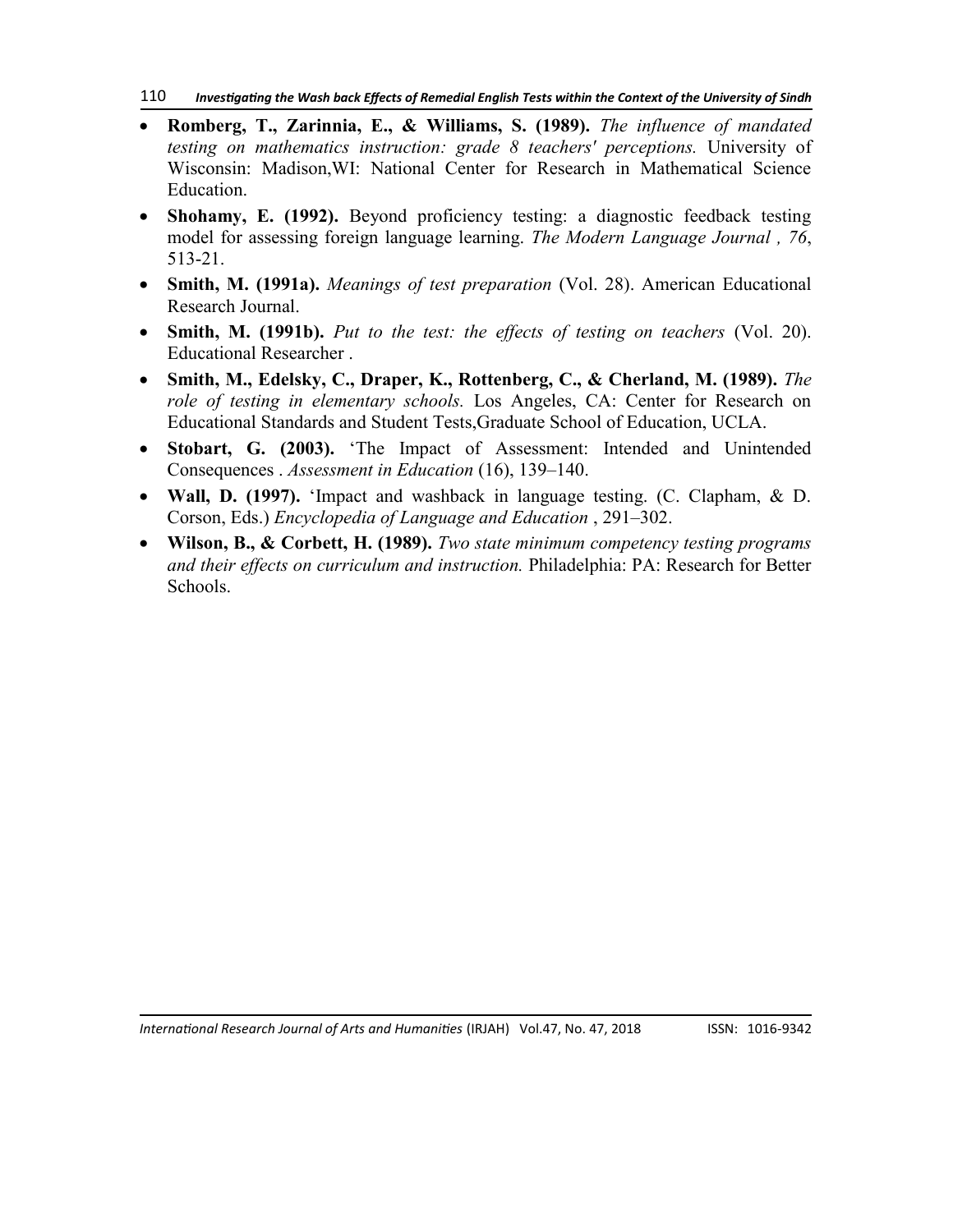- **Romberg, T., Zarinnia, E., & Williams, S. (1989).** *The influence of mandated testing on mathematics instruction: grade 8 teachers' perceptions.* University of Wisconsin: Madison,WI: National Center for Research in Mathematical Science Education.
- **Shohamy, E. (1992).** Beyond proficiency testing: a diagnostic feedback testing model for assessing foreign language learning. *The Modern Language Journal , 76*, 513-21.
- **Smith, M. (1991a).** *Meanings of test preparation* (Vol. 28). American Educational Research Journal.
- **Smith, M. (1991b).** *Put to the test: the effects of testing on teachers* (Vol. 20). Educational Researcher .
- **Smith, M., Edelsky, C., Draper, K., Rottenberg, C., & Cherland, M. (1989).** *The role of testing in elementary schools.* Los Angeles, CA: Center for Research on Educational Standards and Student Tests,Graduate School of Education, UCLA.
- **Stobart, G. (2003).** 'The Impact of Assessment: Intended and Unintended Consequences . *Assessment in Education* (16), 139–140.
- **Wall, D. (1997).** 'Impact and washback in language testing. (C. Clapham, & D. Corson, Eds.) *Encyclopedia of Language and Education* , 291–302.
- **Wilson, B., & Corbett, H. (1989).** *Two state minimum competency testing programs and their effects on curriculum and instruction.* Philadelphia: PA: Research for Better Schools.